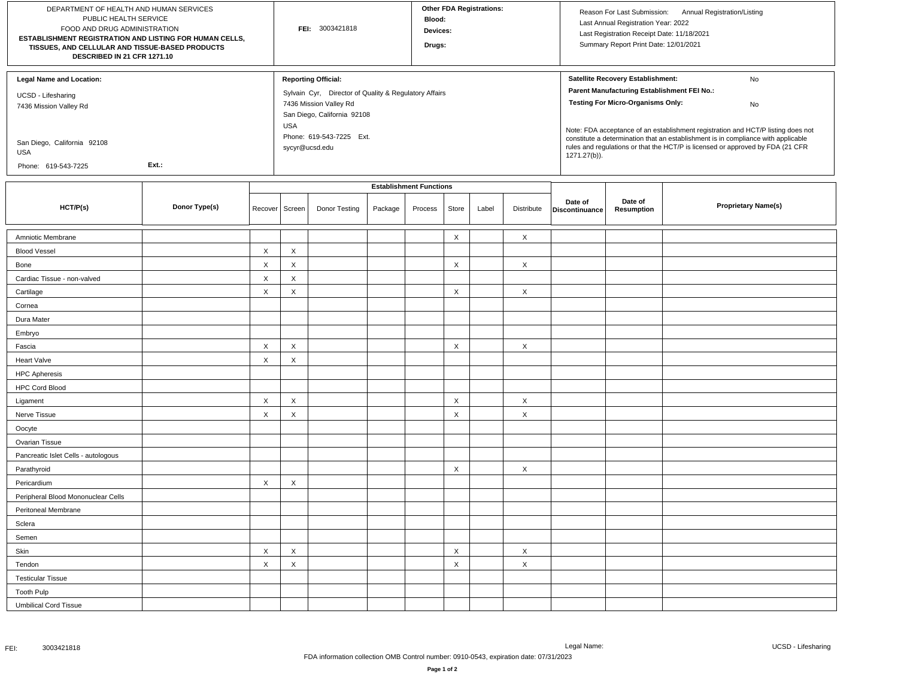DEPARTMENT OF HEALTH AND HUMAN SERVICES
PUBLIC HEALTH SERVICE
FOOD AND DRUG ADMINISTRATION

**ESTABLISHMENT REGISTRATION AND LISTING FOR HUMAN CELLS, TISSUES, AND CELLULAR AND TISSUE-BASED PRODUCTS DESCRIBED IN 21 CFR 1271.10**

**FEI:** 3003421818

**Other FDA Registrations:**
**Blood:**
**Devices:**
**Drugs:**

Reason For Last Submission: Annual Registration/Listing
Last Annual Registration Year: 2022
Last Registration Receipt Date: 11/18/2021
Summary Report Print Date: 12/01/2021

**Legal Name and Location:**

UCSD - Lifesharing
7436 Mission Valley Rd

San Diego, California 92108
USA

Phone: 619-543-7225 Ext.:

**Reporting Official:**

Sylvain Cyr, Director of Quality & Regulatory Affairs
7436 Mission Valley Rd
San Diego, California 92108
USA
Phone: 619-543-7225 Ext.
sycyr@ucsd.edu

**Satellite Recovery Establishment:** No
**Parent Manufacturing Establishment FEI No.:**
**Testing For Micro-Organisms Only:** No

Note: FDA acceptance of an establishment registration and HCT/P listing does not constitute a determination that an establishment is in compliance with applicable rules and regulations or that the HCT/P is licensed or approved by FDA (21 CFR 1271.27(b)).

| HCT/P(s) | Donor Type(s) | Establishment Functions | | | | | | | | Date of Discontinuance | Date of Resumption | Proprietary Name(s) |
|---|---|---|---|---|---|---|---|---|---|---|---|---|
| | | Recover | Screen | Donor Testing | Package | Process | Store | Label | Distribute | | | |
| Amniotic Membrane | | | | | | | X | | X | | | |
| Blood Vessel | | X | X | | | | | | | | | |
| Bone | | X | X | | | | X | | X | | | |
| Cardiac Tissue - non-valved | | X | X | | | | | | | | | |
| Cartilage | | X | X | | | | X | | X | | | |
| Cornea | | | | | | | | | | | | |
| Dura Mater | | | | | | | | | | | | |
| Embryo | | | | | | | | | | | | |
| Fascia | | X | X | | | | X | | X | | | |
| Heart Valve | | X | X | | | | | | | | | |
| HPC Apheresis | | | | | | | | | | | | |
| HPC Cord Blood | | | | | | | | | | | | |
| Ligament | | X | X | | | | X | | X | | | |
| Nerve Tissue | | X | X | | | | X | | X | | | |
| Oocyte | | | | | | | | | | | | |
| Ovarian Tissue | | | | | | | | | | | | |
| Pancreatic Islet Cells - autologous | | | | | | | | | | | | |
| Parathyroid | | | | | | | X | | X | | | |
| Pericardium | | X | X | | | | | | | | | |
| Peripheral Blood Mononuclear Cells | | | | | | | | | | | | |
| Peritoneal Membrane | | | | | | | | | | | | |
| Sclera | | | | | | | | | | | | |
| Semen | | | | | | | | | | | | |
| Skin | | X | X | | | | X | | X | | | |
| Tendon | | X | X | | | | X | | X | | | |
| Testicular Tissue | | | | | | | | | | | | |
| Tooth Pulp | | | | | | | | | | | | |
| Umbilical Cord Tissue | | | | | | | | | | | | |

FEI: 3003421818 Legal Name: UCSD - Lifesharing

FDA information collection OMB Control number: 0910-0543, expiration date: 07/31/2023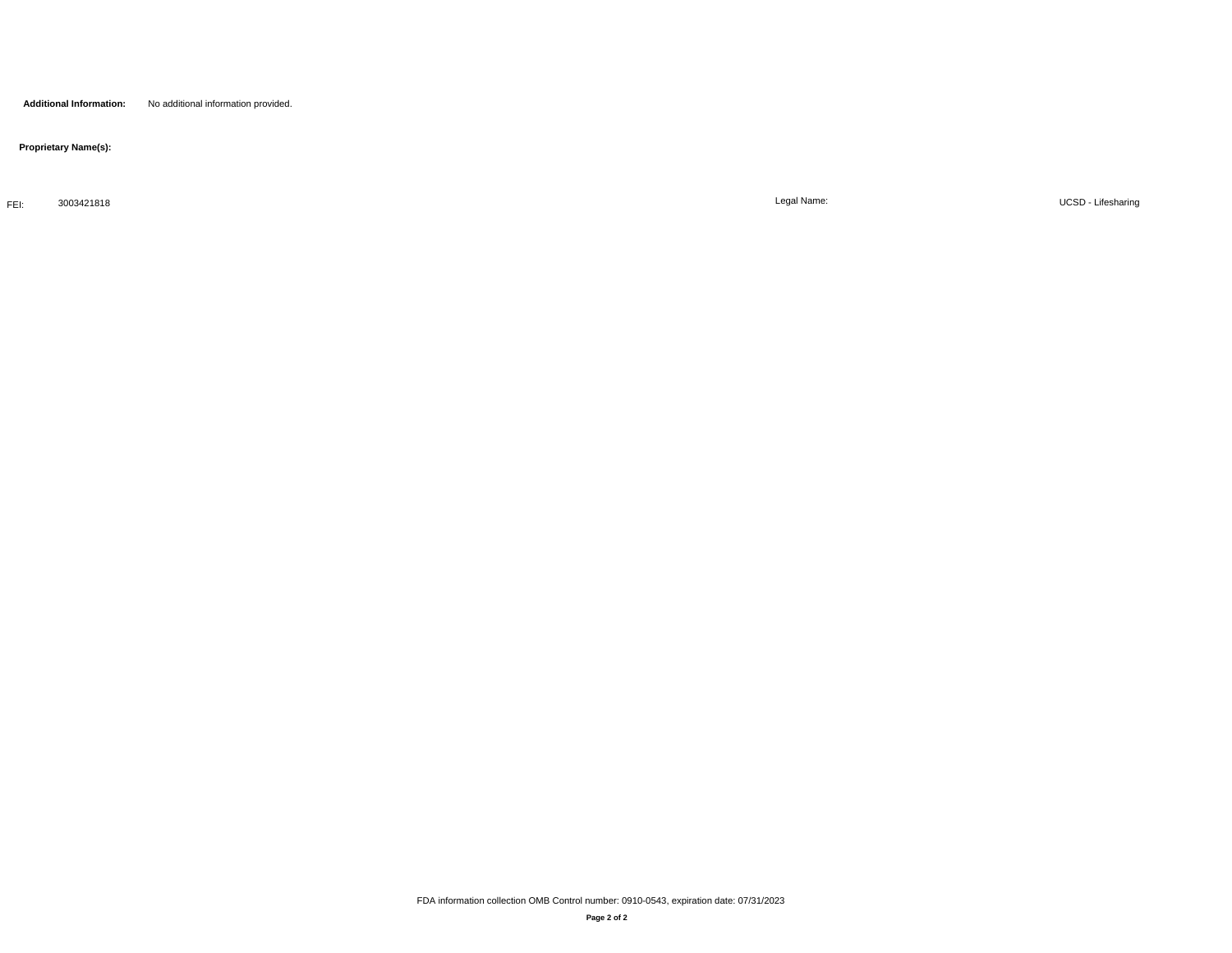**Additional Information:** No additional information provided.

**Proprietary Name(s):**

FEI: 3003421818

Legal Name: UCSD - Lifesharing

FDA information collection OMB Control number: 0910-0543, expiration date: 07/31/2023